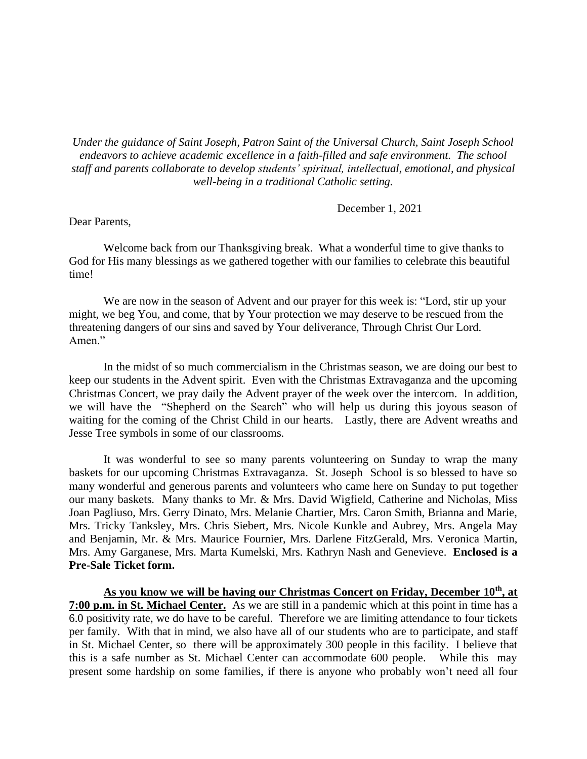*Under the guidance of Saint Joseph, Patron Saint of the Universal Church, Saint Joseph School endeavors to achieve academic excellence in a faith-filled and safe environment. The school staff and parents collaborate to develop students' spiritual, intellectual, emotional, and physical well-being in a traditional Catholic setting.*

December 1, 2021

Dear Parents,

Welcome back from our Thanksgiving break. What a wonderful time to give thanks to God for His many blessings as we gathered together with our families to celebrate this beautiful time!

We are now in the season of Advent and our prayer for this week is: "Lord, stir up your might, we beg You, and come, that by Your protection we may deserve to be rescued from the threatening dangers of our sins and saved by Your deliverance, Through Christ Our Lord. Amen."

In the midst of so much commercialism in the Christmas season, we are doing our best to keep our students in the Advent spirit. Even with the Christmas Extravaganza and the upcoming Christmas Concert, we pray daily the Advent prayer of the week over the intercom. In addition, we will have the "Shepherd on the Search" who will help us during this joyous season of waiting for the coming of the Christ Child in our hearts. Lastly, there are Advent wreaths and Jesse Tree symbols in some of our classrooms.

It was wonderful to see so many parents volunteering on Sunday to wrap the many baskets for our upcoming Christmas Extravaganza. St. Joseph School is so blessed to have so many wonderful and generous parents and volunteers who came here on Sunday to put together our many baskets. Many thanks to Mr. & Mrs. David Wigfield, Catherine and Nicholas, Miss Joan Pagliuso, Mrs. Gerry Dinato, Mrs. Melanie Chartier, Mrs. Caron Smith, Brianna and Marie, Mrs. Tricky Tanksley, Mrs. Chris Siebert, Mrs. Nicole Kunkle and Aubrey, Mrs. Angela May and Benjamin, Mr. & Mrs. Maurice Fournier, Mrs. Darlene FitzGerald, Mrs. Veronica Martin, Mrs. Amy Garganese, Mrs. Marta Kumelski, Mrs. Kathryn Nash and Genevieve. **Enclosed is a Pre-Sale Ticket form.**

**As you know we will be having our Christmas Concert on Friday, December 10th, at 7:00 p.m. in St. Michael Center.** As we are still in a pandemic which at this point in time has a 6.0 positivity rate, we do have to be careful. Therefore we are limiting attendance to four tickets per family. With that in mind, we also have all of our students who are to participate, and staff in St. Michael Center, so there will be approximately 300 people in this facility. I believe that this is a safe number as St. Michael Center can accommodate 600 people. While this may present some hardship on some families, if there is anyone who probably won't need all four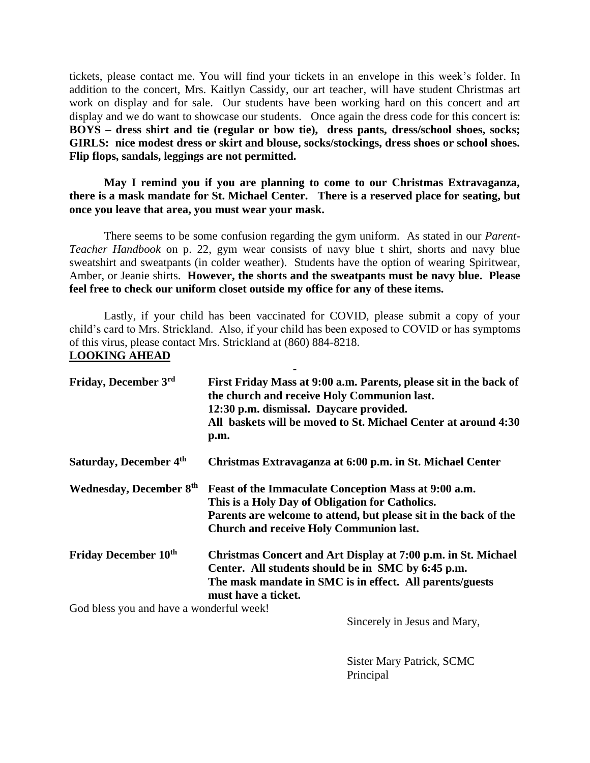tickets, please contact me. You will find your tickets in an envelope in this week's folder. In addition to the concert, Mrs. Kaitlyn Cassidy, our art teacher, will have student Christmas art work on display and for sale. Our students have been working hard on this concert and art display and we do want to showcase our students. Once again the dress code for this concert is: **BOYS – dress shirt and tie (regular or bow tie), dress pants, dress/school shoes, socks; GIRLS: nice modest dress or skirt and blouse, socks/stockings, dress shoes or school shoes. Flip flops, sandals, leggings are not permitted.**

**May I remind you if you are planning to come to our Christmas Extravaganza, there is a mask mandate for St. Michael Center. There is a reserved place for seating, but once you leave that area, you must wear your mask.**

There seems to be some confusion regarding the gym uniform. As stated in our *Parent-Teacher Handbook* on p. 22, gym wear consists of navy blue t shirt, shorts and navy blue sweatshirt and sweatpants (in colder weather). Students have the option of wearing Spiritwear, Amber, or Jeanie shirts. **However, the shorts and the sweatpants must be navy blue. Please feel free to check our uniform closet outside my office for any of these items.**

Lastly, if your child has been vaccinated for COVID, please submit a copy of your child's card to Mrs. Strickland. Also, if your child has been exposed to COVID or has symptoms of this virus, please contact Mrs. Strickland at (860) 884-8218.

**LOOKING AHEAD**

| | |
|---|---|
| **Friday, December 3rd** | **First Friday Mass at 9:00 a.m. Parents, please sit in the back of the church and receive Holy Communion last.** **12:30 p.m. dismissal. Daycare provided.** **All baskets will be moved to St. Michael Center at around 4:30 p.m.** |
| **Saturday, December 4th** | **Christmas Extravaganza at 6:00 p.m. in St. Michael Center** |
| **Wednesday, December 8th** | **Feast of the Immaculate Conception Mass at 9:00 a.m.** **This is a Holy Day of Obligation for Catholics.** **Parents are welcome to attend, but please sit in the back of the Church and receive Holy Communion last.** |
| **Friday December 10th** | **Christmas Concert and Art Display at 7:00 p.m. in St. Michael Center. All students should be in SMC by 6:45 p.m.** **The mask mandate in SMC is in effect. All parents/guests must have a ticket.** |

God bless you and have a wonderful week!

Sincerely in Jesus and Mary,

Sister Mary Patrick, SCMC
Principal